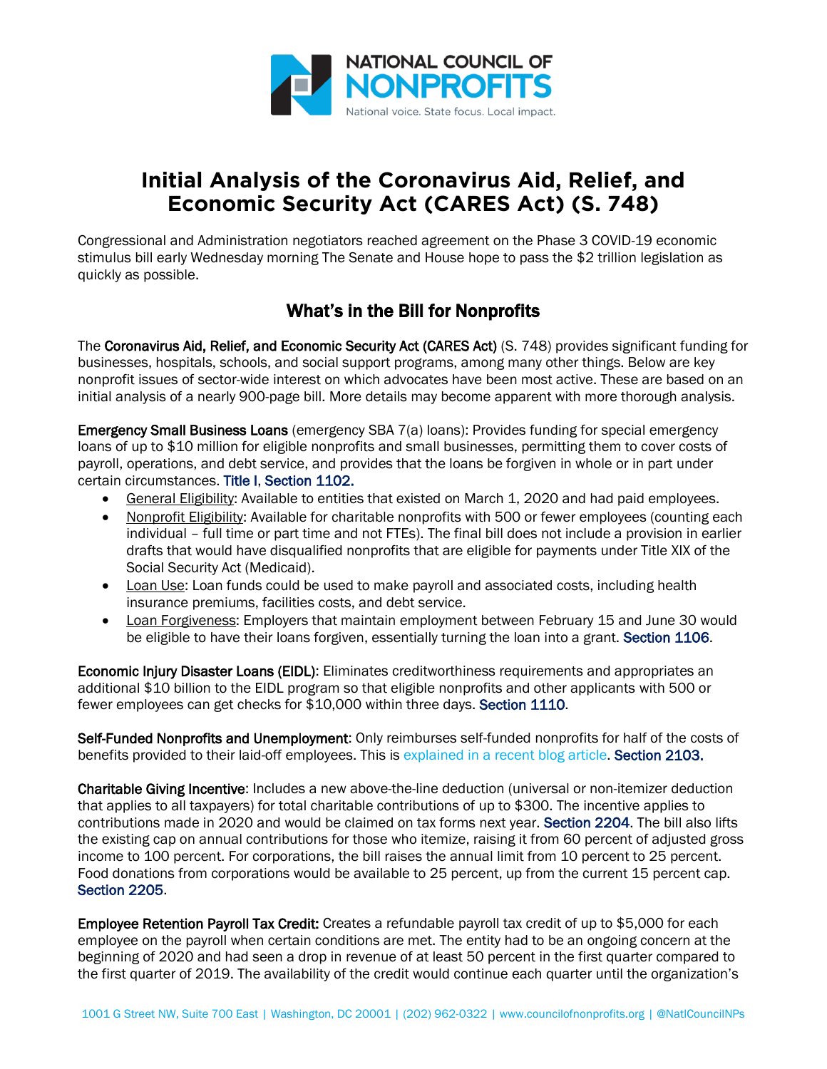# Initial Analysis of the Coronavirus Aid, Relief, and Economic Security Act (CARES Act) (S. 748)

Congressional and Administration negotiators reached agreement on the Phase 3 COVID-19 economic stimulus bill early Wednesday morning The Senate and House hope to pass the $2 trillion legislation as quickly as possible.

## What's in the Bill for Nonprofits

The **Coronavirus Aid, Relief, and Economic Security Act (CARES Act)** (S. 748) provides significant funding for businesses, hospitals, schools, and social support programs, among many other things. Below are key nonprofit issues of sector-wide interest on which advocates have been most active. These are based on an initial analysis of a nearly 900-page bill. More details may become apparent with more thorough analysis.

**Emergency Small Business Loans** (emergency SBA 7(a) loans): Provides funding for special emergency loans of up to $10 million for eligible nonprofits and small businesses, permitting them to cover costs of payroll, operations, and debt service, and provides that the loans be forgiven in whole or in part under certain circumstances. Title I, Section 1102.

- General Eligibility: Available to entities that existed on March 1, 2020 and had paid employees.
- Nonprofit Eligibility: Available for charitable nonprofits with 500 or fewer employees (counting each individual – full time or part time and not FTEs). The final bill does not include a provision in earlier drafts that would have disqualified nonprofits that are eligible for payments under Title XIX of the Social Security Act (Medicaid).
- Loan Use: Loan funds could be used to make payroll and associated costs, including health insurance premiums, facilities costs, and debt service.
- Loan Forgiveness: Employers that maintain employment between February 15 and June 30 would be eligible to have their loans forgiven, essentially turning the loan into a grant. Section 1106.

**Economic Injury Disaster Loans (EIDL)**: Eliminates creditworthiness requirements and appropriates an additional $10 billion to the EIDL program so that eligible nonprofits and other applicants with 500 or fewer employees can get checks for $10,000 within three days. Section 1110.

**Self-Funded Nonprofits and Unemployment**: Only reimburses self-funded nonprofits for half of the costs of benefits provided to their laid-off employees. This is explained in a recent blog article. Section 2103.

**Charitable Giving Incentive**: Includes a new above-the-line deduction (universal or non-itemizer deduction that applies to all taxpayers) for total charitable contributions of up to $300. The incentive applies to contributions made in 2020 and would be claimed on tax forms next year. Section 2204. The bill also lifts the existing cap on annual contributions for those who itemize, raising it from 60 percent of adjusted gross income to 100 percent. For corporations, the bill raises the annual limit from 10 percent to 25 percent. Food donations from corporations would be available to 25 percent, up from the current 15 percent cap. Section 2205.

**Employee Retention Payroll Tax Credit:** Creates a refundable payroll tax credit of up to $5,000 for each employee on the payroll when certain conditions are met. The entity had to be an ongoing concern at the beginning of 2020 and had seen a drop in revenue of at least 50 percent in the first quarter compared to the first quarter of 2019. The availability of the credit would continue each quarter until the organization's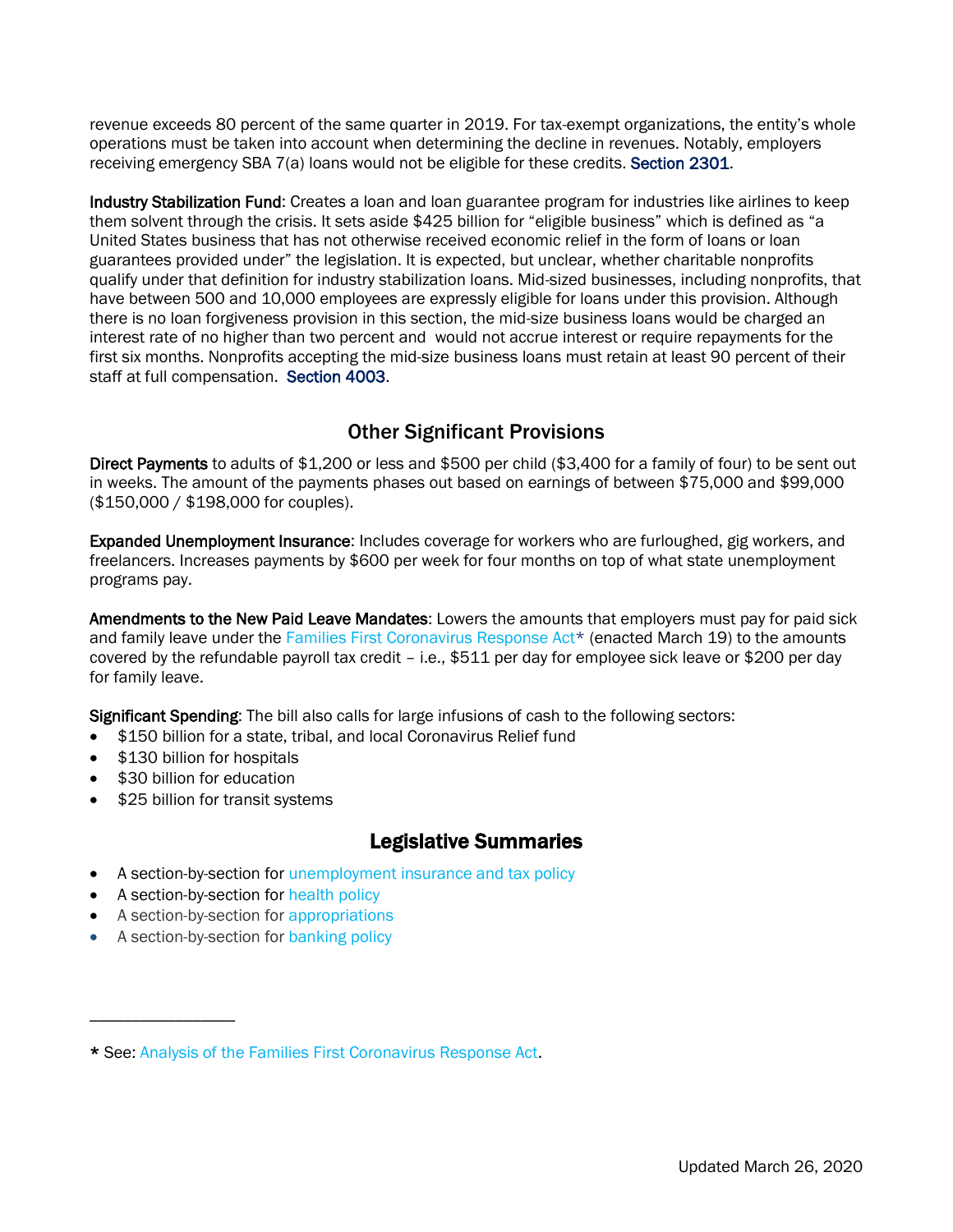revenue exceeds 80 percent of the same quarter in 2019. For tax-exempt organizations, the entity's whole operations must be taken into account when determining the decline in revenues. Notably, employers receiving emergency SBA 7(a) loans would not be eligible for these credits. Section 2301.

**Industry Stabilization Fund**: Creates a loan and loan guarantee program for industries like airlines to keep them solvent through the crisis. It sets aside $425 billion for "eligible business" which is defined as "a United States business that has not otherwise received economic relief in the form of loans or loan guarantees provided under" the legislation. It is expected, but unclear, whether charitable nonprofits qualify under that definition for industry stabilization loans. Mid-sized businesses, including nonprofits, that have between 500 and 10,000 employees are expressly eligible for loans under this provision. Although there is no loan forgiveness provision in this section, the mid-size business loans would be charged an interest rate of no higher than two percent and would not accrue interest or require repayments for the first six months. Nonprofits accepting the mid-size business loans must retain at least 90 percent of their staff at full compensation. Section 4003.

## Other Significant Provisions

**Direct Payments** to adults of $1,200 or less and $500 per child ($3,400 for a family of four) to be sent out in weeks. The amount of the payments phases out based on earnings of between $75,000 and $99,000 ($150,000 / $198,000 for couples).

**Expanded Unemployment Insurance**: Includes coverage for workers who are furloughed, gig workers, and freelancers. Increases payments by $600 per week for four months on top of what state unemployment programs pay.

**Amendments to the New Paid Leave Mandates**: Lowers the amounts that employers must pay for paid sick and family leave under the Families First Coronavirus Response Act* (enacted March 19) to the amounts covered by the refundable payroll tax credit – i.e., $511 per day for employee sick leave or $200 per day for family leave.

**Significant Spending**: The bill also calls for large infusions of cash to the following sectors:

- $150 billion for a state, tribal, and local Coronavirus Relief fund
- $130 billion for hospitals
- $30 billion for education
- $25 billion for transit systems

## Legislative Summaries

- A section-by-section for unemployment insurance and tax policy
- A section-by-section for health policy
- A section-by-section for appropriations
- A section-by-section for banking policy

---

* See: Analysis of the Families First Coronavirus Response Act.

Updated March 26, 2020